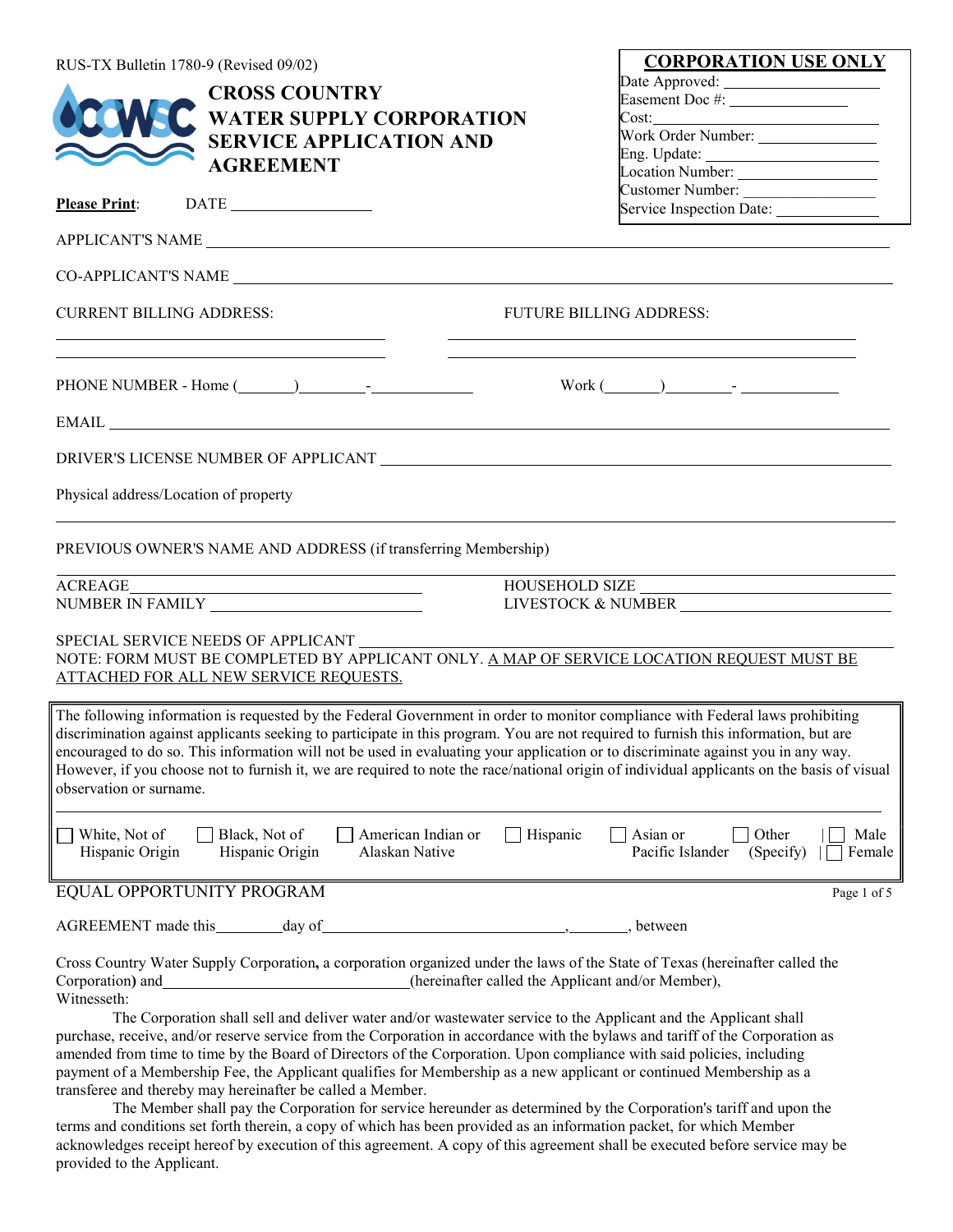RUS-TX Bulletin 1780-9 (Revised 09/02)

# CROSS COUNTRY WATER SUPPLY CORPORATION SERVICE APPLICATION AND AGREEMENT

**CORPORATION USE ONLY**

Date Approved: ____________________
Easement Doc #: _______________
Cost: ____________________________
Work Order Number: ______________
Eng. Update: _____________________
Location Number: _________________
Customer Number: ________________
Service Inspection Date: ____________

**Please Print**: DATE ________________

APPLICANT'S NAME ______________________________________________________________

CO-APPLICANT'S NAME ___________________________________________________________

CURRENT BILLING ADDRESS: ______________________________________

FUTURE BILLING ADDRESS: ______________________________________

PHONE NUMBER - Home (_______)________-____________ Work (_______)________- ____________

EMAIL ____________________________________________________________________

DRIVER'S LICENSE NUMBER OF APPLICANT _________________________________________

Physical address/Location of property

___________________________________________________________________________

PREVIOUS OWNER'S NAME AND ADDRESS (if transferring Membership)

___________________________________________________________________________

ACREAGE ____________________________ HOUSEHOLD SIZE ____________________________
NUMBER IN FAMILY ____________________ LIVESTOCK & NUMBER ________________________

SPECIAL SERVICE NEEDS OF APPLICANT _____________________________________________
NOTE: FORM MUST BE COMPLETED BY APPLICANT ONLY. <u>A MAP OF SERVICE LOCATION REQUEST MUST BE ATTACHED FOR ALL NEW SERVICE REQUESTS.</u>

The following information is requested by the Federal Government in order to monitor compliance with Federal laws prohibiting discrimination against applicants seeking to participate in this program. You are not required to furnish this information, but are encouraged to do so. This information will not be used in evaluating your application or to discriminate against you in any way. However, if you choose not to furnish it, we are required to note the race/national origin of individual applicants on the basis of visual observation or surname.

☐ White, Not of Hispanic Origin ☐ Black, Not of Hispanic Origin ☐ American Indian or Alaskan Native ☐ Hispanic ☐ Asian or Pacific Islander ☐ Other (Specify) | ☐ Male | ☐ Female

EQUAL OPPORTUNITY PROGRAM

AGREEMENT made this________day of______________________________,________, between

Cross Country Water Supply Corporation**,** a corporation organized under the laws of the State of Texas (hereinafter called the Corporation**)** and______________________________(hereinafter called the Applicant and/or Member), Witnesseth:

The Corporation shall sell and deliver water and/or wastewater service to the Applicant and the Applicant shall purchase, receive, and/or reserve service from the Corporation in accordance with the bylaws and tariff of the Corporation as amended from time to time by the Board of Directors of the Corporation. Upon compliance with said policies, including payment of a Membership Fee, the Applicant qualifies for Membership as a new applicant or continued Membership as a transferee and thereby may hereinafter be called a Member.

The Member shall pay the Corporation for service hereunder as determined by the Corporation's tariff and upon the terms and conditions set forth therein, a copy of which has been provided as an information packet, for which Member acknowledges receipt hereof by execution of this agreement. A copy of this agreement shall be executed before service may be provided to the Applicant.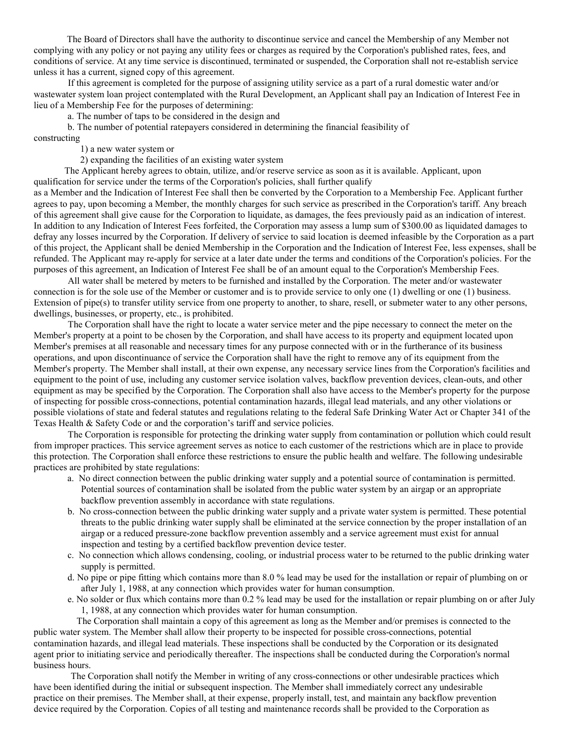The Board of Directors shall have the authority to discontinue service and cancel the Membership of any Member not complying with any policy or not paying any utility fees or charges as required by the Corporation's published rates, fees, and conditions of service. At any time service is discontinued, terminated or suspended, the Corporation shall not re-establish service unless it has a current, signed copy of this agreement.

If this agreement is completed for the purpose of assigning utility service as a part of a rural domestic water and/or wastewater system loan project contemplated with the Rural Development, an Applicant shall pay an Indication of Interest Fee in lieu of a Membership Fee for the purposes of determining:

a. The number of taps to be considered in the design and

b. The number of potential ratepayers considered in determining the financial feasibility of constructing

1) a new water system or

2) expanding the facilities of an existing water system

The Applicant hereby agrees to obtain, utilize, and/or reserve service as soon as it is available. Applicant, upon qualification for service under the terms of the Corporation's policies, shall further qualify as a Member and the Indication of Interest Fee shall then be converted by the Corporation to a Membership Fee. Applicant further agrees to pay, upon becoming a Member, the monthly charges for such service as prescribed in the Corporation's tariff. Any breach of this agreement shall give cause for the Corporation to liquidate, as damages, the fees previously paid as an indication of interest. In addition to any Indication of Interest Fees forfeited, the Corporation may assess a lump sum of $300.00 as liquidated damages to defray any losses incurred by the Corporation. If delivery of service to said location is deemed infeasible by the Corporation as a part of this project, the Applicant shall be denied Membership in the Corporation and the Indication of Interest Fee, less expenses, shall be refunded. The Applicant may re-apply for service at a later date under the terms and conditions of the Corporation's policies. For the purposes of this agreement, an Indication of Interest Fee shall be of an amount equal to the Corporation's Membership Fees.

All water shall be metered by meters to be furnished and installed by the Corporation. The meter and/or wastewater connection is for the sole use of the Member or customer and is to provide service to only one (1) dwelling or one (1) business. Extension of pipe(s) to transfer utility service from one property to another, to share, resell, or submeter water to any other persons, dwellings, businesses, or property, etc., is prohibited.

The Corporation shall have the right to locate a water service meter and the pipe necessary to connect the meter on the Member's property at a point to be chosen by the Corporation, and shall have access to its property and equipment located upon Member's premises at all reasonable and necessary times for any purpose connected with or in the furtherance of its business operations, and upon discontinuance of service the Corporation shall have the right to remove any of its equipment from the Member's property. The Member shall install, at their own expense, any necessary service lines from the Corporation's facilities and equipment to the point of use, including any customer service isolation valves, backflow prevention devices, clean-outs, and other equipment as may be specified by the Corporation. The Corporation shall also have access to the Member's property for the purpose of inspecting for possible cross-connections, potential contamination hazards, illegal lead materials, and any other violations or possible violations of state and federal statutes and regulations relating to the federal Safe Drinking Water Act or Chapter 341 of the Texas Health & Safety Code or and the corporation's tariff and service policies.

The Corporation is responsible for protecting the drinking water supply from contamination or pollution which could result from improper practices. This service agreement serves as notice to each customer of the restrictions which are in place to provide this protection. The Corporation shall enforce these restrictions to ensure the public health and welfare. The following undesirable practices are prohibited by state regulations:

a. No direct connection between the public drinking water supply and a potential source of contamination is permitted. Potential sources of contamination shall be isolated from the public water system by an airgap or an appropriate backflow prevention assembly in accordance with state regulations.

b. No cross-connection between the public drinking water supply and a private water system is permitted. These potential threats to the public drinking water supply shall be eliminated at the service connection by the proper installation of an airgap or a reduced pressure-zone backflow prevention assembly and a service agreement must exist for annual inspection and testing by a certified backflow prevention device tester.

c. No connection which allows condensing, cooling, or industrial process water to be returned to the public drinking water supply is permitted.

d. No pipe or pipe fitting which contains more than 8.0 % lead may be used for the installation or repair of plumbing on or after July 1, 1988, at any connection which provides water for human consumption.

e. No solder or flux which contains more than 0.2 % lead may be used for the installation or repair plumbing on or after July 1, 1988, at any connection which provides water for human consumption.

The Corporation shall maintain a copy of this agreement as long as the Member and/or premises is connected to the public water system. The Member shall allow their property to be inspected for possible cross-connections, potential contamination hazards, and illegal lead materials. These inspections shall be conducted by the Corporation or its designated agent prior to initiating service and periodically thereafter. The inspections shall be conducted during the Corporation's normal business hours.

The Corporation shall notify the Member in writing of any cross-connections or other undesirable practices which have been identified during the initial or subsequent inspection. The Member shall immediately correct any undesirable practice on their premises. The Member shall, at their expense, properly install, test, and maintain any backflow prevention device required by the Corporation. Copies of all testing and maintenance records shall be provided to the Corporation as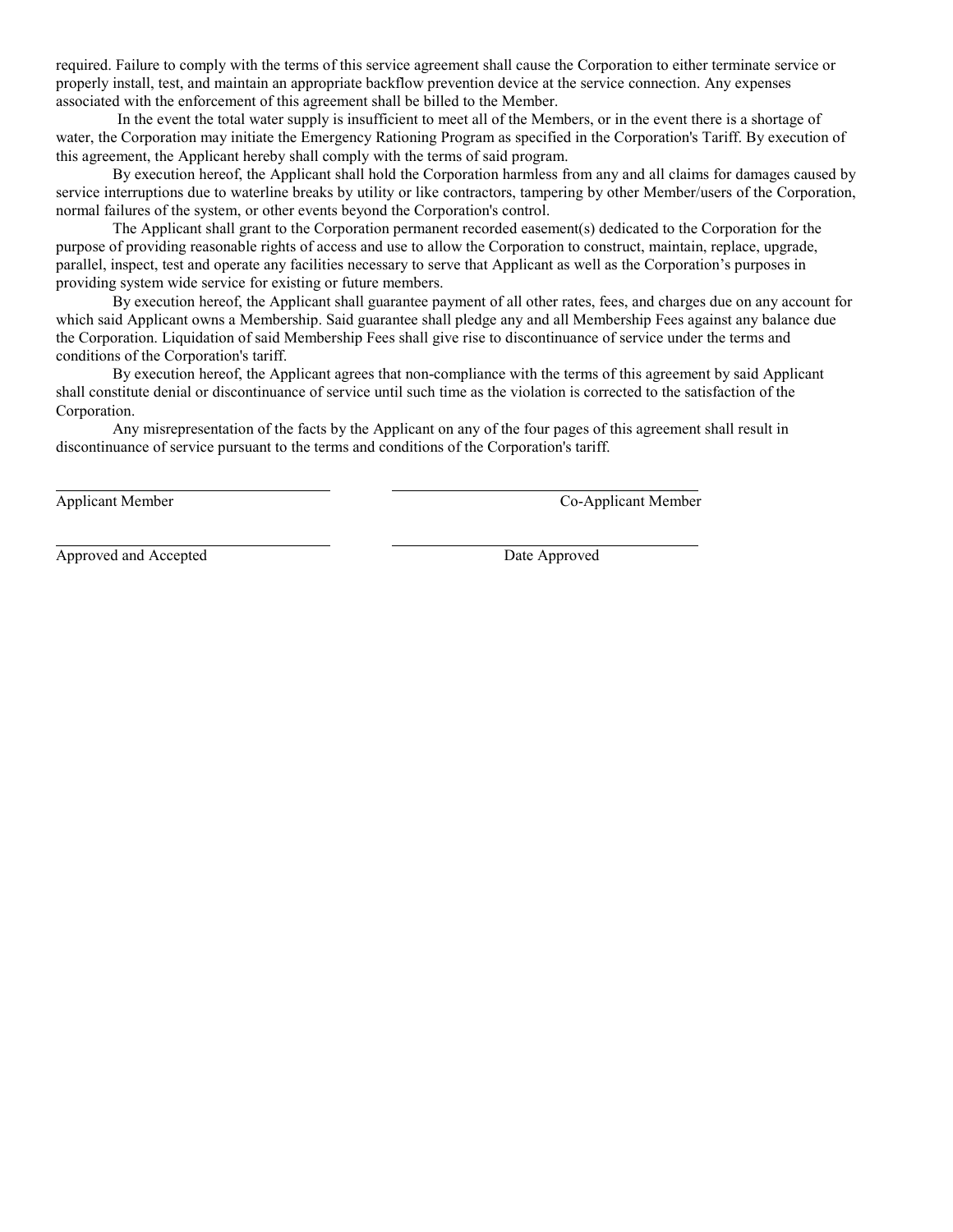required. Failure to comply with the terms of this service agreement shall cause the Corporation to either terminate service or properly install, test, and maintain an appropriate backflow prevention device at the service connection. Any expenses associated with the enforcement of this agreement shall be billed to the Member.

In the event the total water supply is insufficient to meet all of the Members, or in the event there is a shortage of water, the Corporation may initiate the Emergency Rationing Program as specified in the Corporation's Tariff. By execution of this agreement, the Applicant hereby shall comply with the terms of said program.

By execution hereof, the Applicant shall hold the Corporation harmless from any and all claims for damages caused by service interruptions due to waterline breaks by utility or like contractors, tampering by other Member/users of the Corporation, normal failures of the system, or other events beyond the Corporation's control.

The Applicant shall grant to the Corporation permanent recorded easement(s) dedicated to the Corporation for the purpose of providing reasonable rights of access and use to allow the Corporation to construct, maintain, replace, upgrade, parallel, inspect, test and operate any facilities necessary to serve that Applicant as well as the Corporation's purposes in providing system wide service for existing or future members.

By execution hereof, the Applicant shall guarantee payment of all other rates, fees, and charges due on any account for which said Applicant owns a Membership. Said guarantee shall pledge any and all Membership Fees against any balance due the Corporation. Liquidation of said Membership Fees shall give rise to discontinuance of service under the terms and conditions of the Corporation's tariff.

By execution hereof, the Applicant agrees that non-compliance with the terms of this agreement by said Applicant shall constitute denial or discontinuance of service until such time as the violation is corrected to the satisfaction of the Corporation.

Any misrepresentation of the facts by the Applicant on any of the four pages of this agreement shall result in discontinuance of service pursuant to the terms and conditions of the Corporation's tariff.

\_\_\_\_\_\_\_\_\_\_\_\_\_\_\_\_\_\_\_\_\_\_\_\_\_\_\_\_\_\_ \_\_\_\_\_\_\_\_\_\_\_\_\_\_\_\_\_\_\_\_\_\_\_\_\_\_\_\_\_\_

Applicant Member Co-Applicant Member

\_\_\_\_\_\_\_\_\_\_\_\_\_\_\_\_\_\_\_\_\_\_\_\_\_\_\_\_\_\_ \_\_\_\_\_\_\_\_\_\_\_\_\_\_\_\_\_\_\_\_\_\_\_\_\_\_\_\_\_\_

Approved and Accepted Date Approved